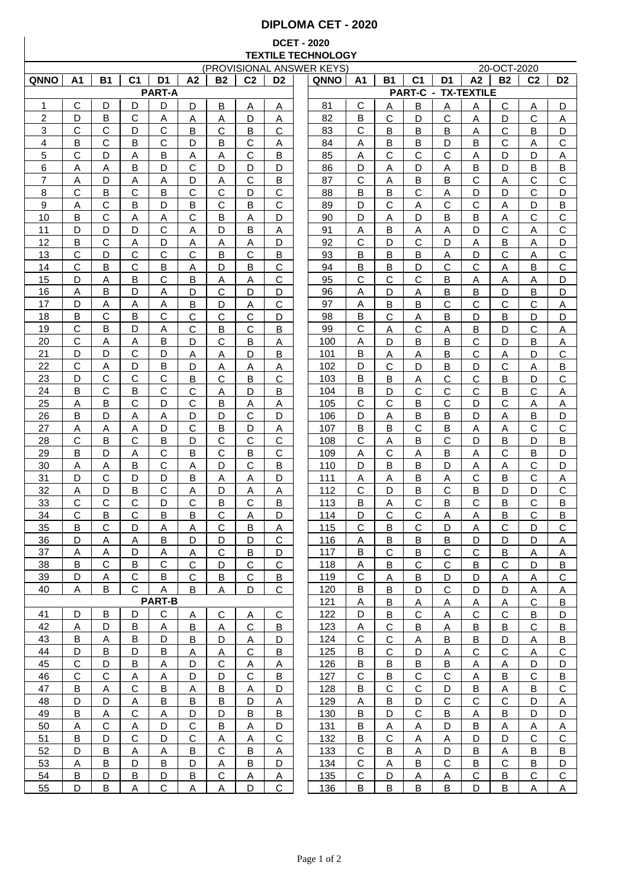# DIPLOMA CET - 2020

## DCET - 2020
## TEXTILE TECHNOLOGY

(PROVISIONAL ANSWER KEYS) 20-OCT-2020

| QNNO | A1 | B1 | C1 | D1 | A2 | B2 | C2 | D2 |
|---|---|---|---|---|---|---|---|---|
| **PART-A** | | | | | | | | |
| 1 | C | D | D | D | D | B | A | A |
| 2 | D | B | C | A | A | A | D | A |
| 3 | C | C | D | C | B | C | B | C |
| 4 | B | C | B | C | D | B | C | A |
| 5 | C | D | A | B | A | A | C | B |
| 6 | A | A | B | D | C | D | D | D |
| 7 | A | D | A | A | D | A | C | B |
| 8 | C | B | C | B | C | C | D | C |
| 9 | A | C | B | D | B | C | B | C |
| 10 | B | C | A | A | C | B | A | D |
| 11 | D | D | D | C | A | D | B | A |
| 12 | B | C | A | D | A | A | A | D |
| 13 | C | D | C | C | C | B | C | B |
| 14 | C | B | C | B | A | D | B | C |
| 15 | D | A | B | C | B | A | A | C |
| 16 | A | B | D | A | D | C | D | D |
| 17 | D | A | A | A | B | D | A | C |
| 18 | B | C | B | C | C | C | C | D |
| 19 | C | B | D | A | C | B | C | B |
| 20 | C | A | A | B | D | C | B | A |
| 21 | D | D | C | D | A | A | D | B |
| 22 | C | A | D | B | D | A | A | A |
| 23 | D | C | C | C | B | C | B | C |
| 24 | B | C | B | C | C | A | D | B |
| 25 | A | B | C | D | C | B | A | A |
| 26 | B | D | A | A | D | D | C | D |
| 27 | A | A | A | D | C | B | D | A |
| 28 | C | B | C | B | D | C | C | C |
| 29 | B | D | A | C | B | C | B | C |
| 30 | A | A | B | C | A | D | C | B |
| 31 | D | C | D | D | B | A | A | D |
| 32 | A | D | B | C | A | D | A | A |
| 33 | C | C | C | D | C | B | C | B |
| 34 | C | B | C | B | B | C | A | D |
| 35 | B | C | D | A | A | C | B | A |
| 36 | D | A | A | B | D | D | D | C |
| 37 | A | A | D | A | A | C | B | D |
| 38 | B | C | B | C | C | D | C | C |
| 39 | D | A | C | B | C | B | C | B |
| 40 | A | B | C | A | B | A | D | C |
| **PART-B** | | | | | | | | |
| 41 | D | B | D | C | A | C | A | C |
| 42 | A | D | B | A | B | A | C | B |
| 43 | B | A | B | D | B | D | A | D |
| 44 | D | B | D | B | A | A | C | B |
| 45 | C | D | B | A | D | C | A | A |
| 46 | C | C | A | A | D | D | C | B |
| 47 | B | A | C | B | A | B | A | D |
| 48 | D | D | A | B | B | B | D | A |
| 49 | B | A | C | A | D | D | B | B |
| 50 | A | C | A | D | C | B | A | D |
| 51 | B | D | C | D | C | A | A | C |
| 52 | D | B | A | A | B | C | B | A |
| 53 | A | B | D | B | D | A | B | D |
| 54 | B | D | B | D | B | C | A | A |
| 55 | D | B | A | C | A | A | D | C |

| QNNO | A1 | B1 | C1 | D1 | A2 | B2 | C2 | D2 |
|---|---|---|---|---|---|---|---|---|
| **PART-C - TX-TEXTILE** | | | | | | | | |
| 81 | C | A | B | A | A | C | A | D |
| 82 | B | C | D | C | A | D | C | A |
| 83 | C | B | B | B | A | C | B | D |
| 84 | A | B | B | D | B | C | A | C |
| 85 | A | C | C | C | A | D | D | A |
| 86 | D | A | D | A | B | D | B | B |
| 87 | C | A | B | B | C | A | C | C |
| 88 | B | B | C | A | D | D | C | D |
| 89 | D | C | A | C | C | A | D | B |
| 90 | D | A | D | B | B | A | C | C |
| 91 | A | B | A | A | D | C | A | C |
| 92 | C | D | C | D | A | B | A | D |
| 93 | B | B | B | A | D | C | A | C |
| 94 | B | B | D | C | C | A | B | C |
| 95 | C | C | C | B | A | A | A | D |
| 96 | A | D | A | B | B | D | B | D |
| 97 | A | B | B | C | C | C | C | A |
| 98 | B | C | A | B | D | B | D | D |
| 99 | C | A | C | A | B | D | C | A |
| 100 | A | D | B | B | C | D | B | A |
| 101 | B | A | A | B | C | A | D | C |
| 102 | D | C | D | B | D | C | A | B |
| 103 | B | B | A | C | C | B | D | C |
| 104 | B | D | C | C | C | B | C | A |
| 105 | C | C | B | C | D | C | A | A |
| 106 | D | A | B | B | D | A | B | D |
| 107 | B | B | C | B | A | A | C | C |
| 108 | C | A | B | C | D | B | D | B |
| 109 | A | C | A | B | A | C | B | D |
| 110 | D | B | B | D | A | A | C | D |
| 111 | A | A | B | A | C | B | C | A |
| 112 | C | D | B | C | B | D | D | C |
| 113 | B | A | C | B | C | B | C | B |
| 114 | D | C | C | A | A | B | C | B |
| 115 | C | B | C | D | A | C | D | C |
| 116 | A | B | B | B | D | D | D | A |
| 117 | B | C | B | C | C | B | A | A |
| 118 | A | B | C | C | B | C | D | B |
| 119 | C | A | B | D | D | A | A | C |
| 120 | B | B | D | C | D | D | A | A |
| 121 | A | B | A | A | A | A | C | B |
| 122 | D | B | C | A | C | C | B | D |
| 123 | A | C | B | A | B | B | C | B |
| 124 | C | C | A | B | B | D | A | B |
| 125 | B | C | D | A | C | C | A | C |
| 126 | B | B | B | B | A | A | D | D |
| 127 | C | B | C | C | A | B | C | B |
| 128 | B | C | C | D | B | A | B | C |
| 129 | A | B | D | C | C | C | D | A |
| 130 | B | D | C | B | A | B | D | D |
| 131 | B | A | A | D | B | A | A | A |
| 132 | B | C | A | A | D | D | C | C |
| 133 | C | B | A | D | B | A | B | B |
| 134 | C | A | B | C | B | C | B | D |
| 135 | C | D | A | A | C | B | C | C |
| 136 | B | B | B | B | D | B | A | A |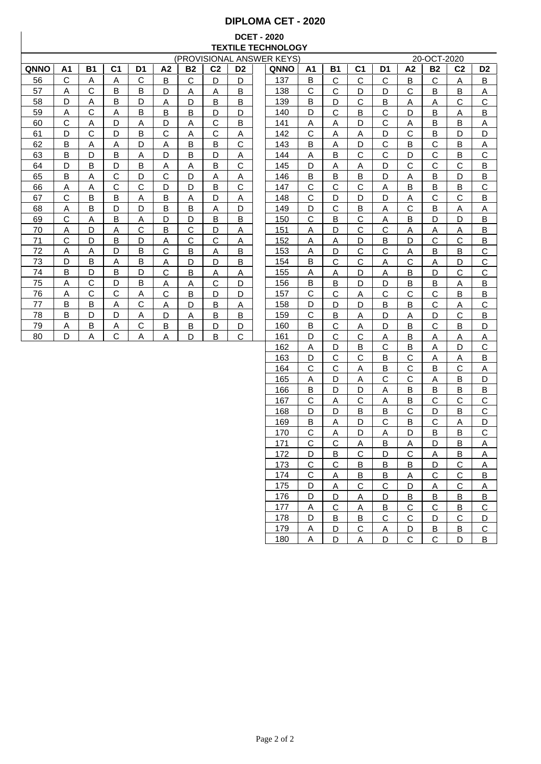# DIPLOMA CET - 2020

## DCET - 2020
## TEXTILE TECHNOLOGY

(PROVISIONAL ANSWER KEYS) 20-OCT-2020

| QNNO | A1 | B1 | C1 | D1 | A2 | B2 | C2 | D2 |
|---|---|---|---|---|---|---|---|---|
| 56 | C | A | A | C | B | C | D | D |
| 57 | A | C | B | B | D | A | A | B |
| 58 | D | A | B | D | A | D | B | B |
| 59 | A | C | A | B | B | B | D | D |
| 60 | C | A | D | A | D | A | C | B |
| 61 | D | C | D | B | C | A | C | A |
| 62 | B | A | A | D | A | B | B | C |
| 63 | B | D | B | A | D | B | D | A |
| 64 | D | B | D | B | A | A | B | C |
| 65 | B | A | C | D | C | D | A | A |
| 66 | A | A | C | C | D | D | B | C |
| 67 | C | B | B | A | B | A | D | A |
| 68 | A | B | D | D | B | B | A | D |
| 69 | C | A | B | A | D | D | B | B |
| 70 | A | D | A | C | B | C | D | A |
| 71 | C | D | B | D | A | C | C | A |
| 72 | A | A | D | B | C | B | A | B |
| 73 | D | B | A | B | A | D | D | B |
| 74 | B | D | B | D | C | B | A | A |
| 75 | A | C | D | B | A | A | C | D |
| 76 | A | C | C | A | C | B | D | D |
| 77 | B | B | A | C | A | D | B | A |
| 78 | B | D | D | A | D | A | B | B |
| 79 | A | B | A | C | B | B | D | D |
| 80 | D | A | C | A | A | D | B | C |
| 137 | B | C | C | C | B | C | A | B |
| 138 | C | C | D | D | C | B | B | A |
| 139 | B | D | C | B | A | A | C | C |
| 140 | D | C | B | C | D | B | A | B |
| 141 | A | A | D | C | A | B | B | A |
| 142 | C | A | A | D | C | B | D | D |
| 143 | B | A | D | C | B | C | B | A |
| 144 | A | B | C | C | D | C | B | C |
| 145 | D | A | A | D | C | C | C | B |
| 146 | B | B | B | D | A | B | D | B |
| 147 | C | C | C | A | B | B | B | C |
| 148 | C | D | D | D | A | C | C | B |
| 149 | D | C | B | A | C | B | A | A |
| 150 | C | B | C | A | B | D | D | B |
| 151 | A | D | C | C | A | A | A | B |
| 152 | A | A | D | B | D | C | C | B |
| 153 | A | D | C | C | A | B | B | C |
| 154 | B | C | C | A | C | A | D | C |
| 155 | A | A | D | A | B | D | C | C |
| 156 | B | B | D | D | B | B | A | B |
| 157 | C | C | A | C | C | C | B | B |
| 158 | D | D | D | B | B | C | A | C |
| 159 | C | B | A | D | A | D | C | B |
| 160 | B | C | A | D | B | C | B | D |
| 161 | D | C | C | A | B | A | A | A |
| 162 | A | D | B | C | B | A | D | C |
| 163 | D | C | C | B | C | A | A | B |
| 164 | C | C | A | B | C | B | C | A |
| 165 | A | D | A | C | C | A | B | D |
| 166 | B | D | D | A | B | B | B | B |
| 167 | C | A | C | A | B | C | C | C |
| 168 | D | D | B | B | C | D | B | C |
| 169 | B | A | D | C | B | C | A | D |
| 170 | C | A | D | A | D | B | B | C |
| 171 | C | C | A | B | A | D | B | A |
| 172 | D | B | C | D | C | A | B | A |
| 173 | C | C | B | B | B | D | C | A |
| 174 | C | A | B | B | A | C | C | B |
| 175 | D | A | C | C | D | A | C | A |
| 176 | D | D | A | D | B | B | B | B |
| 177 | A | C | A | B | C | C | B | C |
| 178 | D | B | B | C | C | D | C | D |
| 179 | A | D | C | A | D | B | B | C |
| 180 | A | D | A | D | C | C | D | B |